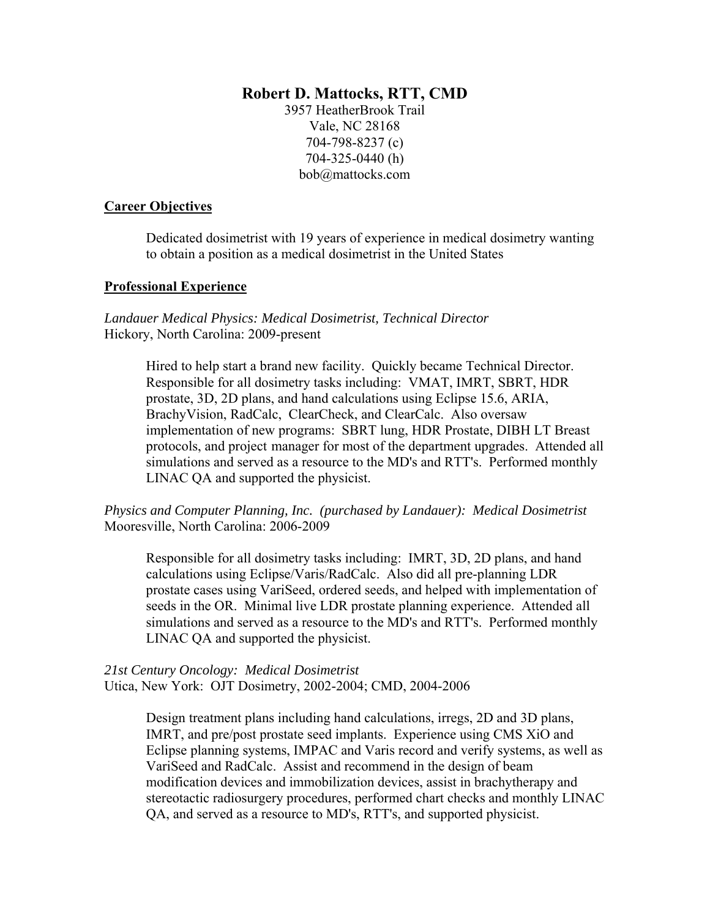# Robert D. Mattocks, RTT, CMD

3957 HeatherBrook Trail
Vale, NC 28168
704-798-8237 (c)
704-325-0440 (h)
bob@mattocks.com

## Career Objectives

Dedicated dosimetrist with 19 years of experience in medical dosimetry wanting to obtain a position as a medical dosimetrist in the United States

## Professional Experience

*Landauer Medical Physics: Medical Dosimetrist, Technical Director*
Hickory, North Carolina: 2009-present

Hired to help start a brand new facility. Quickly became Technical Director. Responsible for all dosimetry tasks including: VMAT, IMRT, SBRT, HDR prostate, 3D, 2D plans, and hand calculations using Eclipse 15.6, ARIA, BrachyVision, RadCalc, ClearCheck, and ClearCalc. Also oversaw implementation of new programs: SBRT lung, HDR Prostate, DIBH LT Breast protocols, and project manager for most of the department upgrades. Attended all simulations and served as a resource to the MD's and RTT's. Performed monthly LINAC QA and supported the physicist.

*Physics and Computer Planning, Inc. (purchased by Landauer): Medical Dosimetrist*
Mooresville, North Carolina: 2006-2009

Responsible for all dosimetry tasks including: IMRT, 3D, 2D plans, and hand calculations using Eclipse/Varis/RadCalc. Also did all pre-planning LDR prostate cases using VariSeed, ordered seeds, and helped with implementation of seeds in the OR. Minimal live LDR prostate planning experience. Attended all simulations and served as a resource to the MD's and RTT's. Performed monthly LINAC QA and supported the physicist.

*21st Century Oncology: Medical Dosimetrist*
Utica, New York: OJT Dosimetry, 2002-2004; CMD, 2004-2006

Design treatment plans including hand calculations, irregs, 2D and 3D plans, IMRT, and pre/post prostate seed implants. Experience using CMS XiO and Eclipse planning systems, IMPAC and Varis record and verify systems, as well as VariSeed and RadCalc. Assist and recommend in the design of beam modification devices and immobilization devices, assist in brachytherapy and stereotactic radiosurgery procedures, performed chart checks and monthly LINAC QA, and served as a resource to MD's, RTT's, and supported physicist.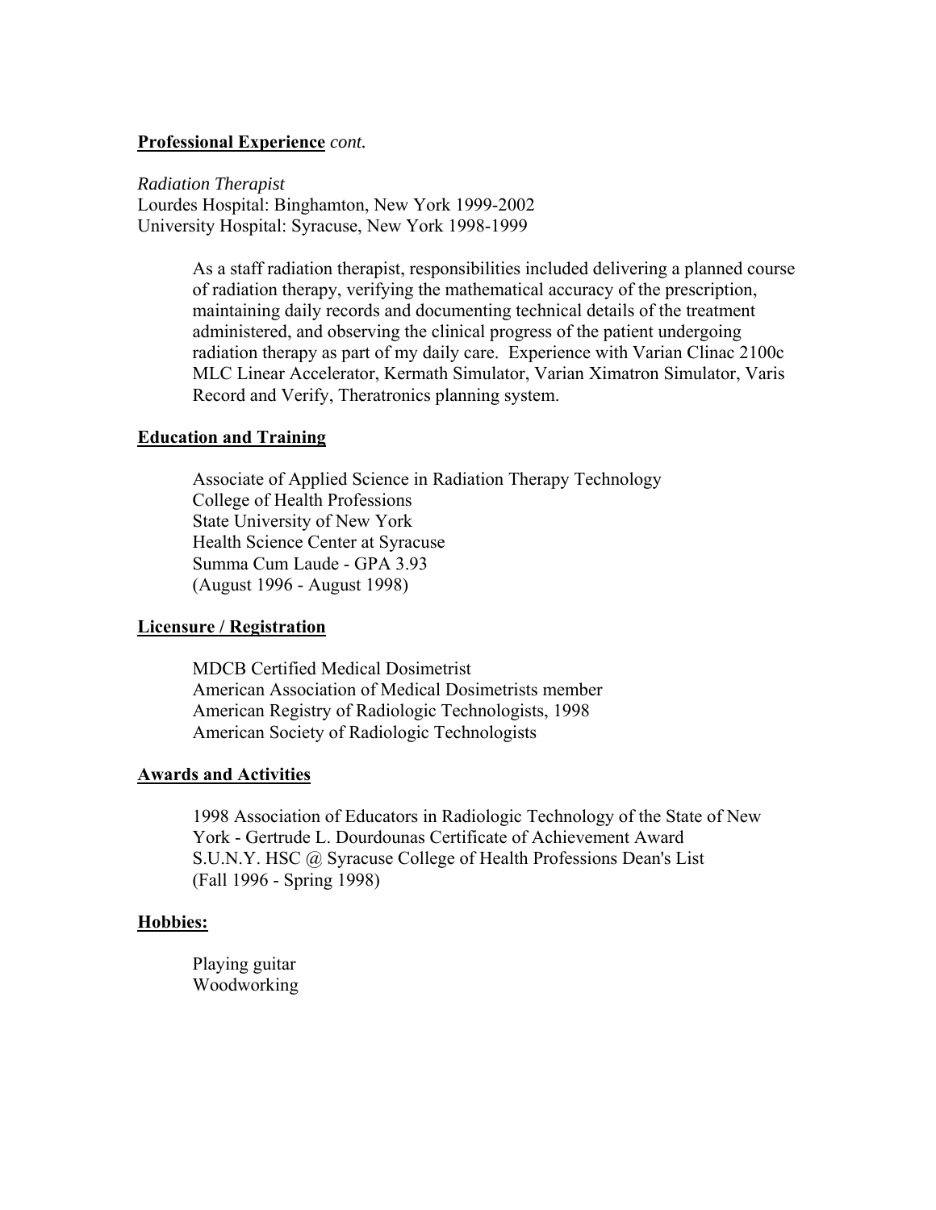## **Professional Experience** *cont.*

*Radiation Therapist*
Lourdes Hospital: Binghamton, New York 1999-2002
University Hospital: Syracuse, New York 1998-1999

As a staff radiation therapist, responsibilities included delivering a planned course of radiation therapy, verifying the mathematical accuracy of the prescription, maintaining daily records and documenting technical details of the treatment administered, and observing the clinical progress of the patient undergoing radiation therapy as part of my daily care. Experience with Varian Clinac 2100c MLC Linear Accelerator, Kermath Simulator, Varian Ximatron Simulator, Varis Record and Verify, Theratronics planning system.

## **Education and Training**

Associate of Applied Science in Radiation Therapy Technology
College of Health Professions
State University of New York
Health Science Center at Syracuse
Summa Cum Laude - GPA 3.93
(August 1996 - August 1998)

## **Licensure / Registration**

MDCB Certified Medical Dosimetrist
American Association of Medical Dosimetrists member
American Registry of Radiologic Technologists, 1998
American Society of Radiologic Technologists

## **Awards and Activities**

1998 Association of Educators in Radiologic Technology of the State of New York - Gertrude L. Dourdounas Certificate of Achievement Award
S.U.N.Y. HSC @ Syracuse College of Health Professions Dean's List
(Fall 1996 - Spring 1998)

## **Hobbies:**

Playing guitar
Woodworking